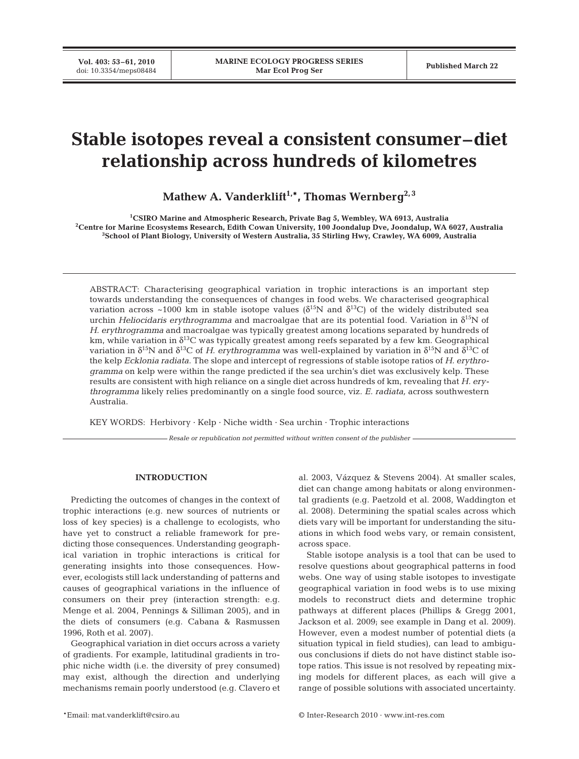# Stable isotopes reveal a consistent consumer–diet relationship across hundreds of kilometres

**Mathew A. Vanderklift[1,*], Thomas Wernberg[2,3]**

[1]CSIRO Marine and Atmospheric Research, Private Bag 5, Wembley, WA 6913, Australia
[2]Centre for Marine Ecosystems Research, Edith Cowan University, 100 Joondalup Dve, Joondalup, WA 6027, Australia
[3]School of Plant Biology, University of Western Australia, 35 Stirling Hwy, Crawley, WA 6009, Australia

ABSTRACT: Characterising geographical variation in trophic interactions is an important step towards understanding the consequences of changes in food webs. We characterised geographical variation across ~1000 km in stable isotope values ($\delta^{15}N$ and $\delta^{13}C$) of the widely distributed sea urchin *Heliocidaris erythrogramma* and macroalgae that are its potential food. Variation in $\delta^{15}N$ of *H. erythrogramma* and macroalgae was typically greatest among locations separated by hundreds of km, while variation in $\delta^{13}C$ was typically greatest among reefs separated by a few km. Geographical variation in $\delta^{15}N$ and $\delta^{13}C$ of *H. erythrogramma* was well-explained by variation in $\delta^{15}N$ and $\delta^{13}C$ of the kelp *Ecklonia radiata*. The slope and intercept of regressions of stable isotope ratios of *H. erythrogramma* on kelp were within the range predicted if the sea urchin's diet was exclusively kelp. These results are consistent with high reliance on a single diet across hundreds of km, revealing that *H. erythrogramma* likely relies predominantly on a single food source, viz. *E. radiata*, across southwestern Australia.

KEY WORDS: Herbivory · Kelp · Niche width · Sea urchin · Trophic interactions

*Resale or republication not permitted without written consent of the publisher*

## INTRODUCTION

Predicting the outcomes of changes in the context of trophic interactions (e.g. new sources of nutrients or loss of key species) is a challenge to ecologists, who have yet to construct a reliable framework for predicting those consequences. Understanding geographical variation in trophic interactions is critical for generating insights into those consequences. However, ecologists still lack understanding of patterns and causes of geographical variations in the influence of consumers on their prey (interaction strength: e.g. Menge et al. 2004, Pennings & Silliman 2005), and in the diets of consumers (e.g. Cabana & Rasmussen 1996, Roth et al. 2007).

Geographical variation in diet occurs across a variety of gradients. For example, latitudinal gradients in trophic niche width (i.e. the diversity of prey consumed) may exist, although the direction and underlying mechanisms remain poorly understood (e.g. Clavero et al. 2003, Vázquez & Stevens 2004). At smaller scales, diet can change among habitats or along environmental gradients (e.g. Paetzold et al. 2008, Waddington et al. 2008). Determining the spatial scales across which diets vary will be important for understanding the situations in which food webs vary, or remain consistent, across space.

Stable isotope analysis is a tool that can be used to resolve questions about geographical patterns in food webs. One way of using stable isotopes to investigate geographical variation in food webs is to use mixing models to reconstruct diets and determine trophic pathways at different places (Phillips & Gregg 2001, Jackson et al. 2009; see example in Dang et al. 2009). However, even a modest number of potential diets (a situation typical in field studies), can lead to ambiguous conclusions if diets do not have distinct stable isotope ratios. This issue is not resolved by repeating mixing models for different places, as each will give a range of possible solutions with associated uncertainty.

*Email: mat.vanderklift@csiro.au

© Inter-Research 2010 · www.int-res.com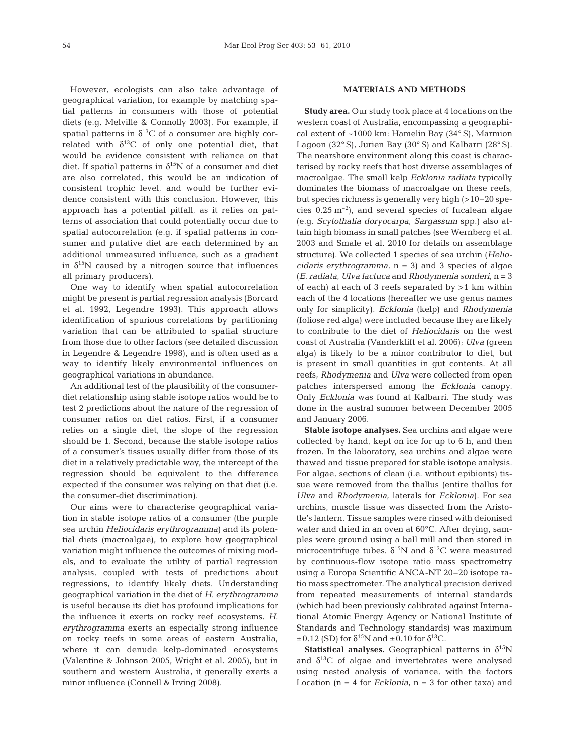However, ecologists can also take advantage of geographical variation, for example by matching spatial patterns in consumers with those of potential diets (e.g. Melville & Connolly 2003). For example, if spatial patterns in $\delta^{13}C$ of a consumer are highly correlated with $\delta^{13}C$ of only one potential diet, that would be evidence consistent with reliance on that diet. If spatial patterns in $\delta^{15}N$ of a consumer and diet are also correlated, this would be an indication of consistent trophic level, and would be further evidence consistent with this conclusion. However, this approach has a potential pitfall, as it relies on patterns of association that could potentially occur due to spatial autocorrelation (e.g. if spatial patterns in consumer and putative diet are each determined by an additional unmeasured influence, such as a gradient in $\delta^{15}N$ caused by a nitrogen source that influences all primary producers).

One way to identify when spatial autocorrelation might be present is partial regression analysis (Borcard et al. 1992, Legendre 1993). This approach allows identification of spurious correlations by partitioning variation that can be attributed to spatial structure from those due to other factors (see detailed discussion in Legendre & Legendre 1998), and is often used as a way to identify likely environmental influences on geographical variations in abundance.

An additional test of the plausibility of the consumer-diet relationship using stable isotope ratios would be to test 2 predictions about the nature of the regression of consumer ratios on diet ratios. First, if a consumer relies on a single diet, the slope of the regression should be 1. Second, because the stable isotope ratios of a consumer's tissues usually differ from those of its diet in a relatively predictable way, the intercept of the regression should be equivalent to the difference expected if the consumer was relying on that diet (i.e. the consumer-diet discrimination).

Our aims were to characterise geographical variation in stable isotope ratios of a consumer (the purple sea urchin *Heliocidaris erythrogramma*) and its potential diets (macroalgae), to explore how geographical variation might influence the outcomes of mixing models, and to evaluate the utility of partial regression analysis, coupled with tests of predictions about regressions, to identify likely diets. Understanding geographical variation in the diet of *H. erythrogramma* is useful because its diet has profound implications for the influence it exerts on rocky reef ecosystems. *H. erythrogramma* exerts an especially strong influence on rocky reefs in some areas of eastern Australia, where it can denude kelp-dominated ecosystems (Valentine & Johnson 2005, Wright et al. 2005), but in southern and western Australia, it generally exerts a minor influence (Connell & Irving 2008).

## MATERIALS AND METHODS

**Study area.** Our study took place at 4 locations on the western coast of Australia, encompassing a geographical extent of ~1000 km: Hamelin Bay (34° S), Marmion Lagoon (32° S), Jurien Bay (30° S) and Kalbarri (28° S). The nearshore environment along this coast is characterised by rocky reefs that host diverse assemblages of macroalgae. The small kelp *Ecklonia radiata* typically dominates the biomass of macroalgae on these reefs, but species richness is generally very high (>10–20 species 0.25 $m^{-2}$), and several species of fucalean algae (e.g. *Scytothalia doryocarpa*, *Sargassum* spp.) also attain high biomass in small patches (see Wernberg et al. 2003 and Smale et al. 2010 for details on assemblage structure). We collected 1 species of sea urchin (*Heliocidaris erythrogramma*, n = 3) and 3 species of algae (*E. radiata*, *Ulva lactuca* and *Rhodymenia sonderi,* n = 3 of each) at each of 3 reefs separated by >1 km within each of the 4 locations (hereafter we use genus names only for simplicity). *Ecklonia* (kelp) and *Rhodymenia* (foliose red alga) were included because they are likely to contribute to the diet of *Heliocidaris* on the west coast of Australia (Vanderklift et al. 2006); *Ulva* (green alga) is likely to be a minor contributor to diet, but is present in small quantities in gut contents. At all reefs, *Rhodymenia* and *Ulva* were collected from open patches interspersed among the *Ecklonia* canopy. Only *Ecklonia* was found at Kalbarri. The study was done in the austral summer between December 2005 and January 2006.

**Stable isotope analyses.** Sea urchins and algae were collected by hand, kept on ice for up to 6 h, and then frozen. In the laboratory, sea urchins and algae were thawed and tissue prepared for stable isotope analysis. For algae, sections of clean (i.e. without epibionts) tissue were removed from the thallus (entire thallus for *Ulva* and *Rhodymenia*, laterals for *Ecklonia*). For sea urchins, muscle tissue was dissected from the Aristotle's lantern. Tissue samples were rinsed with deionised water and dried in an oven at 60°C. After drying, samples were ground using a ball mill and then stored in microcentrifuge tubes. $\delta^{15}N$ and $\delta^{13}C$ were measured by continuous-flow isotope ratio mass spectrometry using a Europa Scientific ANCA-NT 20–20 isotope ratio mass spectrometer. The analytical precision derived from repeated measurements of internal standards (which had been previously calibrated against International Atomic Energy Agency or National Institute of Standards and Technology standards) was maximum ±0.12 (SD) for $\delta^{15}N$ and ±0.10 for $\delta^{13}C$.

**Statistical analyses.** Geographical patterns in $\delta^{15}N$ and $\delta^{13}C$ of algae and invertebrates were analysed using nested analysis of variance, with the factors Location (n = 4 for *Ecklonia*, n = 3 for other taxa) and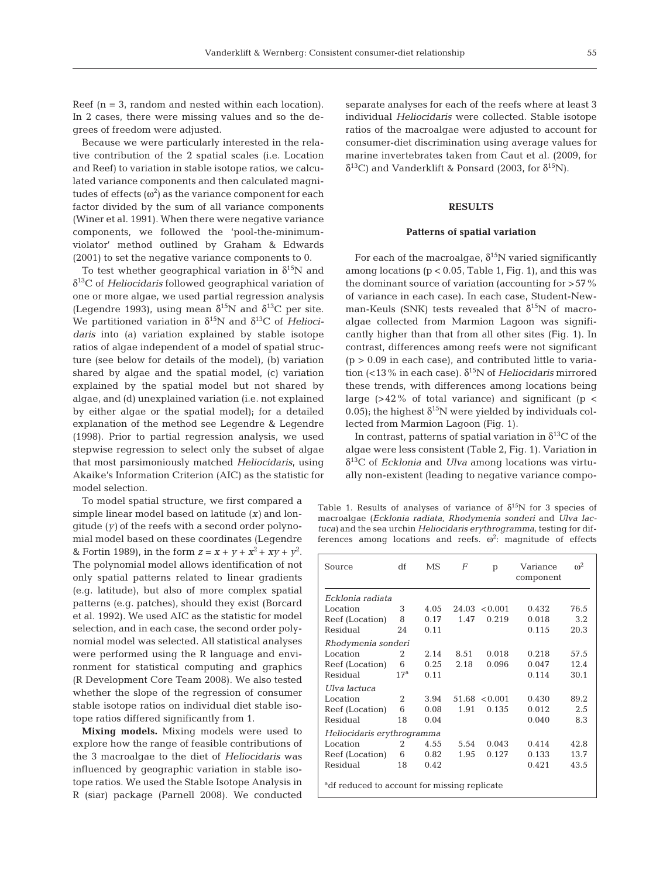Reef (n = 3, random and nested within each location). In 2 cases, there were missing values and so the degrees of freedom were adjusted.

Because we were particularly interested in the relative contribution of the 2 spatial scales (i.e. Location and Reef) to variation in stable isotope ratios, we calculated variance components and then calculated magnitudes of effects ($\omega^2$) as the variance component for each factor divided by the sum of all variance components (Winer et al. 1991). When there were negative variance components, we followed the 'pool-the-minimum-violator' method outlined by Graham & Edwards (2001) to set the negative variance components to 0.

To test whether geographical variation in $\delta^{15}N$ and $\delta^{13}C$ of *Heliocidaris* followed geographical variation of one or more algae, we used partial regression analysis (Legendre 1993), using mean $\delta^{15}N$ and $\delta^{13}C$ per site. We partitioned variation in $\delta^{15}N$ and $\delta^{13}C$ of *Heliocidaris* into (a) variation explained by stable isotope ratios of algae independent of a model of spatial structure (see below for details of the model), (b) variation shared by algae and the spatial model, (c) variation explained by the spatial model but not shared by algae, and (d) unexplained variation (i.e. not explained by either algae or the spatial model); for a detailed explanation of the method see Legendre & Legendre (1998). Prior to partial regression analysis, we used stepwise regression to select only the subset of algae that most parsimoniously matched *Heliocidaris*, using Akaike's Information Criterion (AIC) as the statistic for model selection.

To model spatial structure, we first compared a simple linear model based on latitude ($x$) and longitude ($y$) of the reefs with a second order polynomial model based on these coordinates (Legendre & Fortin 1989), in the form $z = x + y + x^2 + xy + y^2$. The polynomial model allows identification of not only spatial patterns related to linear gradients (e.g. latitude), but also of more complex spatial patterns (e.g. patches), should they exist (Borcard et al. 1992). We used AIC as the statistic for model selection, and in each case, the second order polynomial model was selected. All statistical analyses were performed using the R language and environment for statistical computing and graphics (R Development Core Team 2008). We also tested whether the slope of the regression of consumer stable isotope ratios on individual diet stable isotope ratios differed significantly from 1.

**Mixing models.** Mixing models were used to explore how the range of feasible contributions of the 3 macroalgae to the diet of *Heliocidaris* was influenced by geographic variation in stable isotope ratios. We used the Stable Isotope Analysis in R (siar) package (Parnell 2008). We conducted separate analyses for each of the reefs where at least 3 individual *Heliocidaris* were collected. Stable isotope ratios of the macroalgae were adjusted to account for consumer-diet discrimination using average values for marine invertebrates taken from Caut et al. (2009, for $\delta^{13}C$) and Vanderklift & Ponsard (2003, for $\delta^{15}N$).

## RESULTS

### Patterns of spatial variation

For each of the macroalgae, $\delta^{15}N$ varied significantly among locations ($p < 0.05$, Table 1, Fig. 1), and this was the dominant source of variation (accounting for >57% of variance in each case). In each case, Student-Newman-Keuls (SNK) tests revealed that $\delta^{15}N$ of macroalgae collected from Marmion Lagoon was significantly higher than that from all other sites (Fig. 1). In contrast, differences among reefs were not significant ($p > 0.09$ in each case), and contributed little to variation (<13% in each case). $\delta^{15}N$ of *Heliocidaris* mirrored these trends, with differences among locations being large (>42% of total variance) and significant ($p < 0.05$); the highest $\delta^{15}N$ were yielded by individuals collected from Marmion Lagoon (Fig. 1).

In contrast, patterns of spatial variation in $\delta^{13}C$ of the algae were less consistent (Table 2, Fig. 1). Variation in $\delta^{13}C$ of *Ecklonia* and *Ulva* among locations was virtually non-existent (leading to negative variance compo-

Table 1. Results of analyses of variance of $\delta^{15}N$ for 3 species of macroalgae (*Ecklonia radiata*, *Rhodymenia sonderi* and *Ulva lactuca*) and the sea urchin *Heliocidaris erythrogramma*, testing for differences among locations and reefs. $\omega^2$: magnitude of effects

| Source | df | MS | $F$ | p | Variance component | $\omega^2$ |
|---|---|---|---|---|---|---|
| *Ecklonia radiata* | | | | | | |
| Location | 3 | 4.05 | 24.03 | <0.001 | 0.432 | 76.5 |
| Reef (Location) | 8 | 0.17 | 1.47 | 0.219 | 0.018 | 3.2 |
| Residual | 24 | 0.11 | | | 0.115 | 20.3 |
| *Rhodymenia sonderi* | | | | | | |
| Location | 2 | 2.14 | 8.51 | 0.018 | 0.218 | 57.5 |
| Reef (Location) | 6 | 0.25 | 2.18 | 0.096 | 0.047 | 12.4 |
| Residual | 17[a] | 0.11 | | | 0.114 | 30.1 |
| *Ulva lactuca* | | | | | | |
| Location | 2 | 3.94 | 51.68 | <0.001 | 0.430 | 89.2 |
| Reef (Location) | 6 | 0.08 | 1.91 | 0.135 | 0.012 | 2.5 |
| Residual | 18 | 0.04 | | | 0.040 | 8.3 |
| *Heliocidaris erythrogramma* | | | | | | |
| Location | 2 | 4.55 | 5.54 | 0.043 | 0.414 | 42.8 |
| Reef (Location) | 6 | 0.82 | 1.95 | 0.127 | 0.133 | 13.7 |
| Residual | 18 | 0.42 | | | 0.421 | 43.5 |

[a]df reduced to account for missing replicate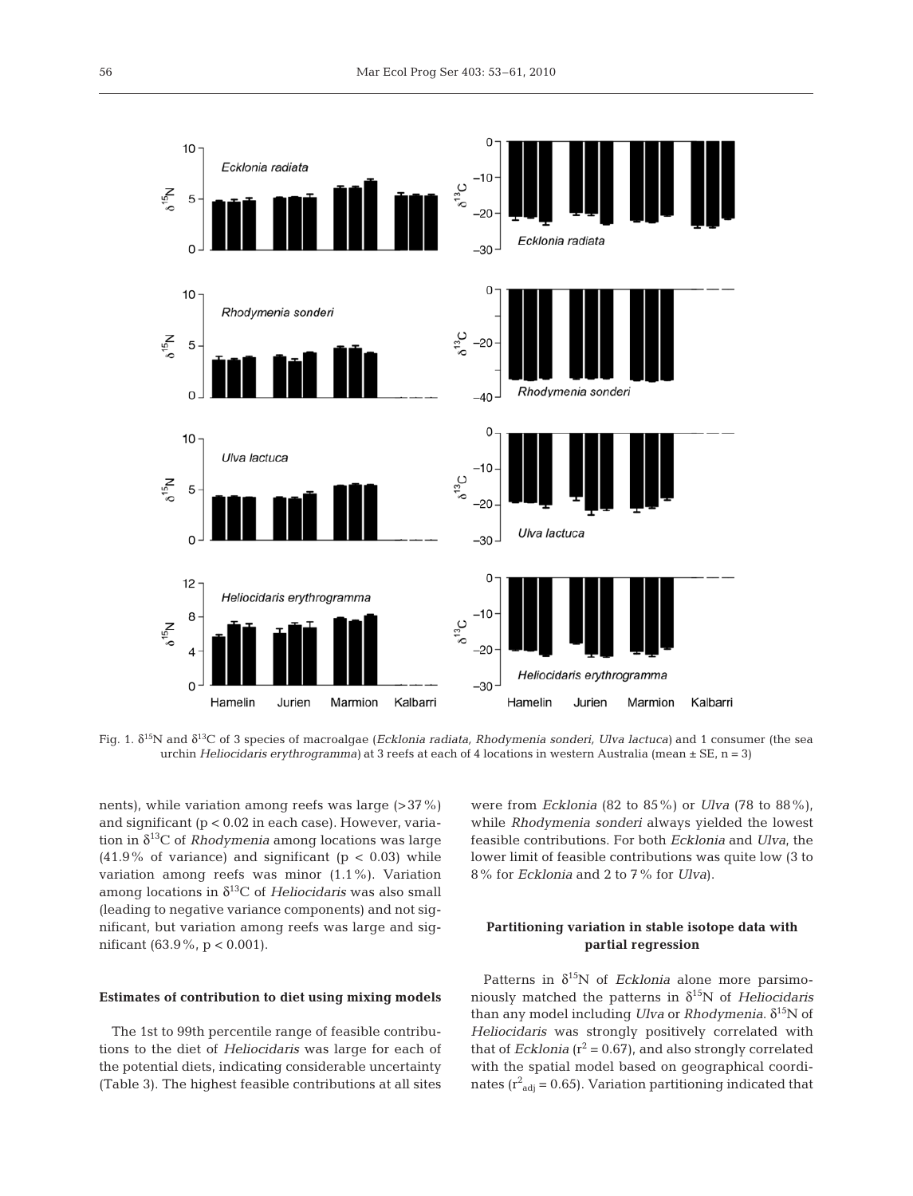Fig. 1. $\delta^{15}N$ and $\delta^{13}C$ of 3 species of macroalgae (*Ecklonia radiata, Rhodymenia sonderi, Ulva lactuca*) and 1 consumer (the sea urchin *Heliocidaris erythrogramma*) at 3 reefs at each of 4 locations in western Australia (mean ± SE, n = 3)

nents), while variation among reefs was large (>37%) and significant ($p < 0.02$ in each case). However, variation in $\delta^{13}C$ of *Rhodymenia* among locations was large (41.9% of variance) and significant ($p < 0.03$) while variation among reefs was minor (1.1%). Variation among locations in $\delta^{13}C$ of *Heliocidaris* was also small (leading to negative variance components) and not significant, but variation among reefs was large and significant (63.9%, $p < 0.001$).

### Estimates of contribution to diet using mixing models

The 1st to 99th percentile range of feasible contributions to the diet of *Heliocidaris* was large for each of the potential diets, indicating considerable uncertainty (Table 3). The highest feasible contributions at all sites were from *Ecklonia* (82 to 85%) or *Ulva* (78 to 88%), while *Rhodymenia sonderi* always yielded the lowest feasible contributions. For both *Ecklonia* and *Ulva*, the lower limit of feasible contributions was quite low (3 to 8% for *Ecklonia* and 2 to 7% for *Ulva*).

### Partitioning variation in stable isotope data with partial regression

Patterns in $\delta^{15}N$ of *Ecklonia* alone more parsimoniously matched the patterns in $\delta^{15}N$ of *Heliocidaris* than any model including *Ulva* or *Rhodymenia*. $\delta^{15}N$ of *Heliocidaris* was strongly positively correlated with that of *Ecklonia* ($r^2 = 0.67$), and also strongly correlated with the spatial model based on geographical coordinates ($r^2_{adj} = 0.65$). Variation partitioning indicated that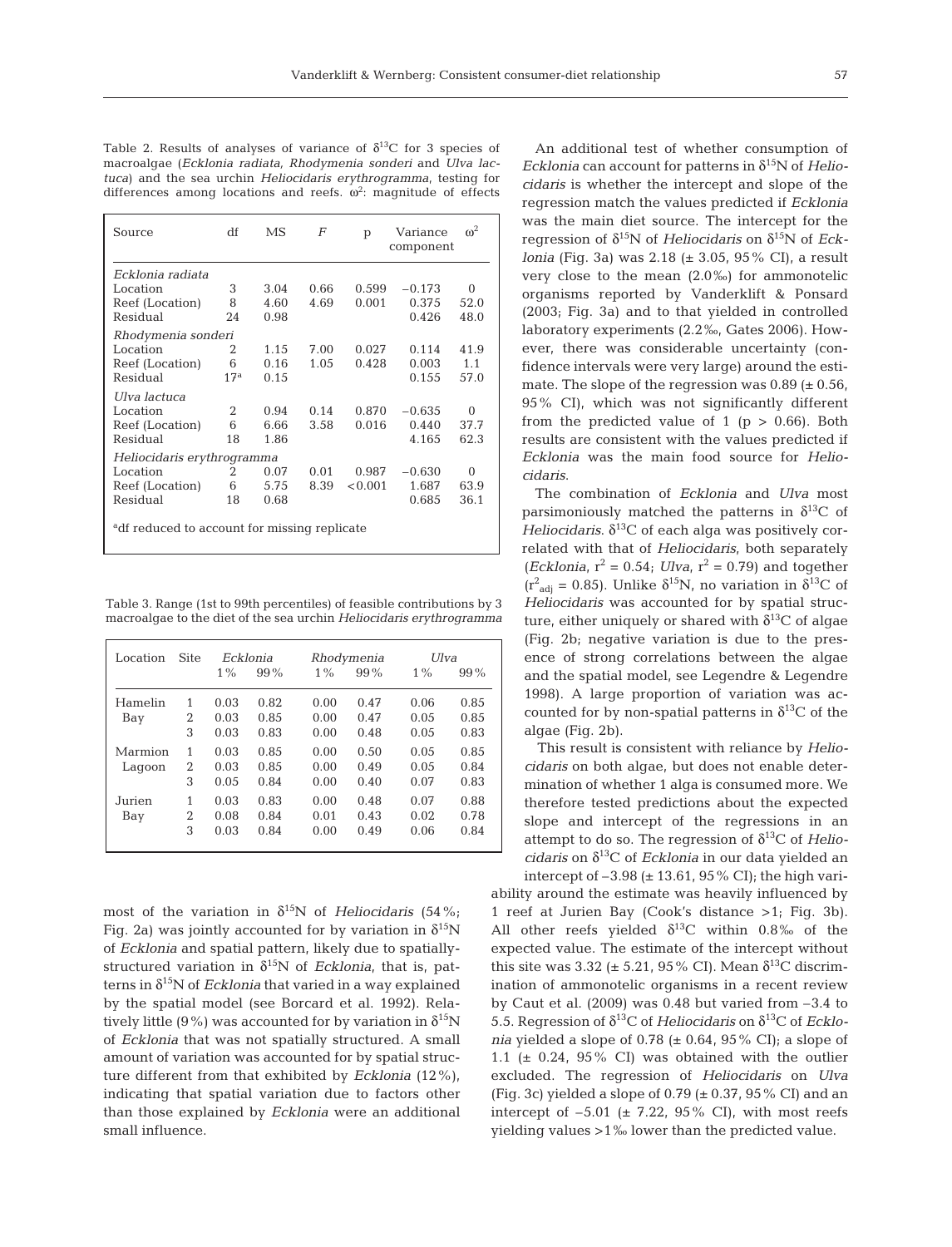Table 2. Results of analyses of variance of $\delta^{13}C$ for 3 species of macroalgae (*Ecklonia radiata*, *Rhodymenia sonderi* and *Ulva lactuca*) and the sea urchin *Heliocidaris erythrogramma*, testing for differences among locations and reefs. $\omega^2$: magnitude of effects

| Source | df | MS | *F* | p | Variance component | $\omega^2$ |
|---|---|---|---|---|---|---|
| *Ecklonia radiata* | | | | | | |
| Location | 3 | 3.04 | 0.66 | 0.599 | −0.173 | 0 |
| Reef (Location) | 8 | 4.60 | 4.69 | 0.001 | 0.375 | 52.0 |
| Residual | 24 | 0.98 | | | 0.426 | 48.0 |
| *Rhodymenia sonderi* | | | | | | |
| Location | 2 | 1.15 | 7.00 | 0.027 | 0.114 | 41.9 |
| Reef (Location) | 6 | 0.16 | 1.05 | 0.428 | 0.003 | 1.1 |
| Residual | 17[a] | 0.15 | | | 0.155 | 57.0 |
| *Ulva lactuca* | | | | | | |
| Location | 2 | 0.94 | 0.14 | 0.870 | −0.635 | 0 |
| Reef (Location) | 6 | 6.66 | 3.58 | 0.016 | 0.440 | 37.7 |
| Residual | 18 | 1.86 | | | 4.165 | 62.3 |
| *Heliocidaris erythrogramma* | | | | | | |
| Location | 2 | 0.07 | 0.01 | 0.987 | −0.630 | 0 |
| Reef (Location) | 6 | 5.75 | 8.39 | <0.001 | 1.687 | 63.9 |
| Residual | 18 | 0.68 | | | 0.685 | 36.1 |

[a]df reduced to account for missing replicate

Table 3. Range (1st to 99th percentiles) of feasible contributions by 3 macroalgae to the diet of the sea urchin *Heliocidaris erythrogramma*

| Location | Site | *Ecklonia* | | *Rhodymenia* | | *Ulva* | |
|---|---|---|---|---|---|---|---|
| | | 1% | 99% | 1% | 99% | 1% | 99% |
| Hamelin Bay | 1 | 0.03 | 0.82 | 0.00 | 0.47 | 0.06 | 0.85 |
| | 2 | 0.03 | 0.85 | 0.00 | 0.47 | 0.05 | 0.85 |
| | 3 | 0.03 | 0.83 | 0.00 | 0.48 | 0.05 | 0.83 |
| Marmion Lagoon | 1 | 0.03 | 0.85 | 0.00 | 0.50 | 0.05 | 0.85 |
| | 2 | 0.03 | 0.85 | 0.00 | 0.49 | 0.05 | 0.84 |
| | 3 | 0.05 | 0.84 | 0.00 | 0.40 | 0.07 | 0.83 |
| Jurien Bay | 1 | 0.03 | 0.83 | 0.00 | 0.48 | 0.07 | 0.88 |
| | 2 | 0.08 | 0.84 | 0.01 | 0.43 | 0.02 | 0.78 |
| | 3 | 0.03 | 0.84 | 0.00 | 0.49 | 0.06 | 0.84 |

most of the variation in $\delta^{15}N$ of *Heliocidaris* (54%; Fig. 2a) was jointly accounted for by variation in $\delta^{15}N$ of *Ecklonia* and spatial pattern, likely due to spatially-structured variation in $\delta^{15}N$ of *Ecklonia*, that is, patterns in $\delta^{15}N$ of *Ecklonia* that varied in a way explained by the spatial model (see Borcard et al. 1992). Relatively little (9%) was accounted for by variation in $\delta^{15}N$ of *Ecklonia* that was not spatially structured. A small amount of variation was accounted for by spatial structure different from that exhibited by *Ecklonia* (12%), indicating that spatial variation due to factors other than those explained by *Ecklonia* were an additional small influence.

An additional test of whether consumption of *Ecklonia* can account for patterns in $\delta^{15}N$ of *Heliocidaris* is whether the intercept and slope of the regression match the values predicted if *Ecklonia* was the main diet source. The intercept for the regression of $\delta^{15}N$ of *Heliocidaris* on $\delta^{15}N$ of *Ecklonia* (Fig. 3a) was 2.18 (± 3.05, 95% CI), a result very close to the mean (2.0‰) for ammonotelic organisms reported by Vanderklift & Ponsard (2003; Fig. 3a) and to that yielded in controlled laboratory experiments (2.2‰, Gates 2006). However, there was considerable uncertainty (confidence intervals were very large) around the estimate. The slope of the regression was 0.89 (± 0.56, 95% CI), which was not significantly different from the predicted value of 1 ($p > 0.66$). Both results are consistent with the values predicted if *Ecklonia* was the main food source for *Heliocidaris*.

The combination of *Ecklonia* and *Ulva* most parsimoniously matched the patterns in $\delta^{13}C$ of *Heliocidaris*. $\delta^{13}C$ of each alga was positively correlated with that of *Heliocidaris*, both separately (*Ecklonia*, $r^2 = 0.54$; *Ulva*, $r^2 = 0.79$) and together ($r^2_{adj} = 0.85$). Unlike $\delta^{15}N$, no variation in $\delta^{13}C$ of *Heliocidaris* was accounted for by spatial structure, either uniquely or shared with $\delta^{13}C$ of algae (Fig. 2b; negative variation is due to the presence of strong correlations between the algae and the spatial model, see Legendre & Legendre 1998). A large proportion of variation was accounted for by non-spatial patterns in $\delta^{13}C$ of the algae (Fig. 2b).

This result is consistent with reliance by *Heliocidaris* on both algae, but does not enable determination of whether 1 alga is consumed more. We therefore tested predictions about the expected slope and intercept of the regressions in an attempt to do so. The regression of $\delta^{13}C$ of *Heliocidaris* on $\delta^{13}C$ of *Ecklonia* in our data yielded an intercept of −3.98 (± 13.61, 95% CI); the high variability around the estimate was heavily influenced by 1 reef at Jurien Bay (Cook's distance >1; Fig. 3b). All other reefs yielded $\delta^{13}C$ within 0.8‰ of the expected value. The estimate of the intercept without this site was 3.32 (± 5.21, 95% CI). Mean $\delta^{13}C$ discrimination of ammonotelic organisms in a recent review by Caut et al. (2009) was 0.48 but varied from −3.4 to 5.5. Regression of $\delta^{13}C$ of *Heliocidaris* on $\delta^{13}C$ of *Ecklonia* yielded a slope of 0.78 (± 0.64, 95% CI); a slope of 1.1 (± 0.24, 95% CI) was obtained with the outlier excluded. The regression of *Heliocidaris* on *Ulva* (Fig. 3c) yielded a slope of 0.79 (± 0.37, 95% CI) and an intercept of −5.01 (± 7.22, 95% CI), with most reefs yielding values >1‰ lower than the predicted value.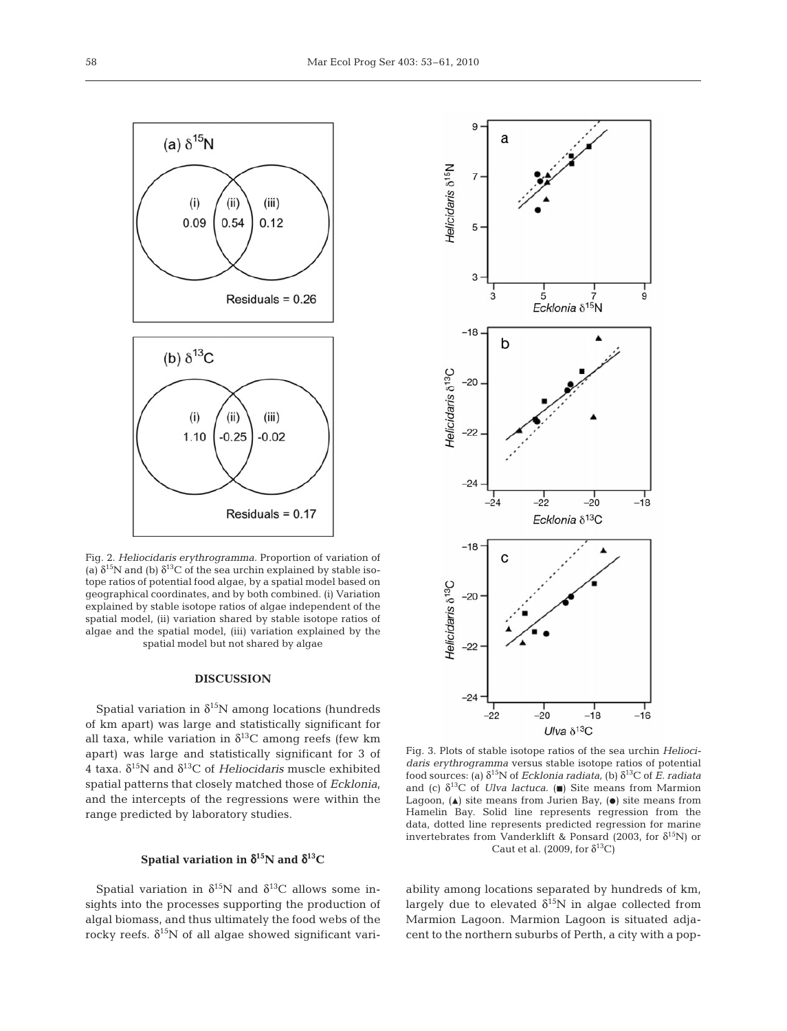Fig. 2. *Heliocidaris erythrogramma*. Proportion of variation of (a) $\delta^{15}N$ and (b) $\delta^{13}C$ of the sea urchin explained by stable isotope ratios of potential food algae, by a spatial model based on geographical coordinates, and by both combined. (i) Variation explained by stable isotope ratios of algae independent of the spatial model, (ii) variation shared by stable isotope ratios of algae and the spatial model, (iii) variation explained by the spatial model but not shared by algae

Fig. 3. Plots of stable isotope ratios of the sea urchin *Heliocidaris erythrogramma* versus stable isotope ratios of potential food sources: (a) $\delta^{15}N$ of *Ecklonia radiata*, (b) $\delta^{13}C$ of *E. radiata* and (c) $\delta^{13}C$ of *Ulva lactuca*. (■) Site means from Marmion Lagoon, (▲) site means from Jurien Bay, (●) site means from Hamelin Bay. Solid line represents regression from the data, dotted line represents predicted regression for marine invertebrates from Vanderklift & Ponsard (2003, for $\delta^{15}N$) or Caut et al. (2009, for $\delta^{13}C$)

## DISCUSSION

Spatial variation in $\delta^{15}N$ among locations (hundreds of km apart) was large and statistically significant for all taxa, while variation in $\delta^{13}C$ among reefs (few km apart) was large and statistically significant for 3 of 4 taxa. $\delta^{15}N$ and $\delta^{13}C$ of *Heliocidaris* muscle exhibited spatial patterns that closely matched those of *Ecklonia*, and the intercepts of the regressions were within the range predicted by laboratory studies.

### Spatial variation in $\delta^{15}N$ and $\delta^{13}C$

Spatial variation in $\delta^{15}N$ and $\delta^{13}C$ allows some insights into the processes supporting the production of algal biomass, and thus ultimately the food webs of the rocky reefs. $\delta^{15}N$ of all algae showed significant variability among locations separated by hundreds of km, largely due to elevated $\delta^{15}N$ in algae collected from Marmion Lagoon. Marmion Lagoon is situated adjacent to the northern suburbs of Perth, a city with a pop-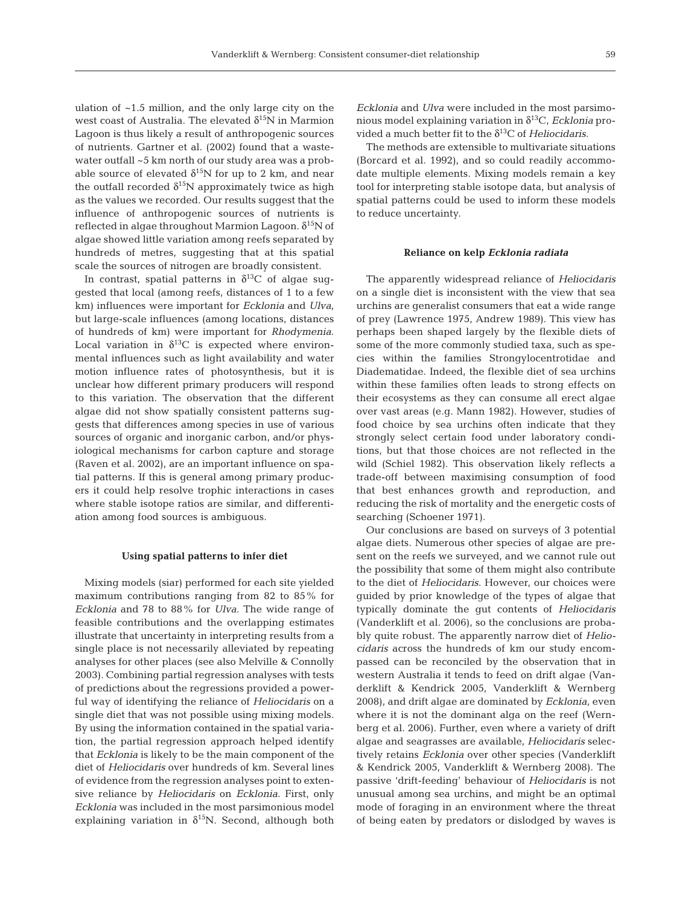ulation of ~1.5 million, and the only large city on the west coast of Australia. The elevated $\delta^{15}$N in Marmion Lagoon is thus likely a result of anthropogenic sources of nutrients. Gartner et al. (2002) found that a wastewater outfall ~5 km north of our study area was a probable source of elevated $\delta^{15}$N for up to 2 km, and near the outfall recorded $\delta^{15}$N approximately twice as high as the values we recorded. Our results suggest that the influence of anthropogenic sources of nutrients is reflected in algae throughout Marmion Lagoon. $\delta^{15}$N of algae showed little variation among reefs separated by hundreds of metres, suggesting that at this spatial scale the sources of nitrogen are broadly consistent.

In contrast, spatial patterns in $\delta^{13}$C of algae suggested that local (among reefs, distances of 1 to a few km) influences were important for *Ecklonia* and *Ulva*, but large-scale influences (among locations, distances of hundreds of km) were important for *Rhodymenia*. Local variation in $\delta^{13}$C is expected where environmental influences such as light availability and water motion influence rates of photosynthesis, but it is unclear how different primary producers will respond to this variation. The observation that the different algae did not show spatially consistent patterns suggests that differences among species in use of various sources of organic and inorganic carbon, and/or physiological mechanisms for carbon capture and storage (Raven et al. 2002), are an important influence on spatial patterns. If this is general among primary producers it could help resolve trophic interactions in cases where stable isotope ratios are similar, and differentiation among food sources is ambiguous.

### Using spatial patterns to infer diet

Mixing models (siar) performed for each site yielded maximum contributions ranging from 82 to 85% for *Ecklonia* and 78 to 88% for *Ulva*. The wide range of feasible contributions and the overlapping estimates illustrate that uncertainty in interpreting results from a single place is not necessarily alleviated by repeating analyses for other places (see also Melville & Connolly 2003). Combining partial regression analyses with tests of predictions about the regressions provided a powerful way of identifying the reliance of *Heliocidaris* on a single diet that was not possible using mixing models. By using the information contained in the spatial variation, the partial regression approach helped identify that *Ecklonia* is likely to be the main component of the diet of *Heliocidaris* over hundreds of km. Several lines of evidence from the regression analyses point to extensive reliance by *Heliocidaris* on *Ecklonia*. First, only *Ecklonia* was included in the most parsimonious model explaining variation in $\delta^{15}$N. Second, although both *Ecklonia* and *Ulva* were included in the most parsimonious model explaining variation in $\delta^{13}$C, *Ecklonia* provided a much better fit to the $\delta^{13}$C of *Heliocidaris*.

The methods are extensible to multivariate situations (Borcard et al. 1992), and so could readily accommodate multiple elements. Mixing models remain a key tool for interpreting stable isotope data, but analysis of spatial patterns could be used to inform these models to reduce uncertainty.

### Reliance on kelp *Ecklonia radiata*

The apparently widespread reliance of *Heliocidaris* on a single diet is inconsistent with the view that sea urchins are generalist consumers that eat a wide range of prey (Lawrence 1975, Andrew 1989). This view has perhaps been shaped largely by the flexible diets of some of the more commonly studied taxa, such as species within the families Strongylocentrotidae and Diadematidae. Indeed, the flexible diet of sea urchins within these families often leads to strong effects on their ecosystems as they can consume all erect algae over vast areas (e.g. Mann 1982). However, studies of food choice by sea urchins often indicate that they strongly select certain food under laboratory conditions, but that those choices are not reflected in the wild (Schiel 1982). This observation likely reflects a trade-off between maximising consumption of food that best enhances growth and reproduction, and reducing the risk of mortality and the energetic costs of searching (Schoener 1971).

Our conclusions are based on surveys of 3 potential algae diets. Numerous other species of algae are present on the reefs we surveyed, and we cannot rule out the possibility that some of them might also contribute to the diet of *Heliocidaris*. However, our choices were guided by prior knowledge of the types of algae that typically dominate the gut contents of *Heliocidaris* (Vanderklift et al. 2006), so the conclusions are probably quite robust. The apparently narrow diet of *Heliocidaris* across the hundreds of km our study encompassed can be reconciled by the observation that in western Australia it tends to feed on drift algae (Vanderklift & Kendrick 2005, Vanderklift & Wernberg 2008), and drift algae are dominated by *Ecklonia*, even where it is not the dominant alga on the reef (Wernberg et al. 2006). Further, even where a variety of drift algae and seagrasses are available, *Heliocidaris* selectively retains *Ecklonia* over other species (Vanderklift & Kendrick 2005, Vanderklift & Wernberg 2008). The passive 'drift-feeding' behaviour of *Heliocidaris* is not unusual among sea urchins, and might be an optimal mode of foraging in an environment where the threat of being eaten by predators or dislodged by waves is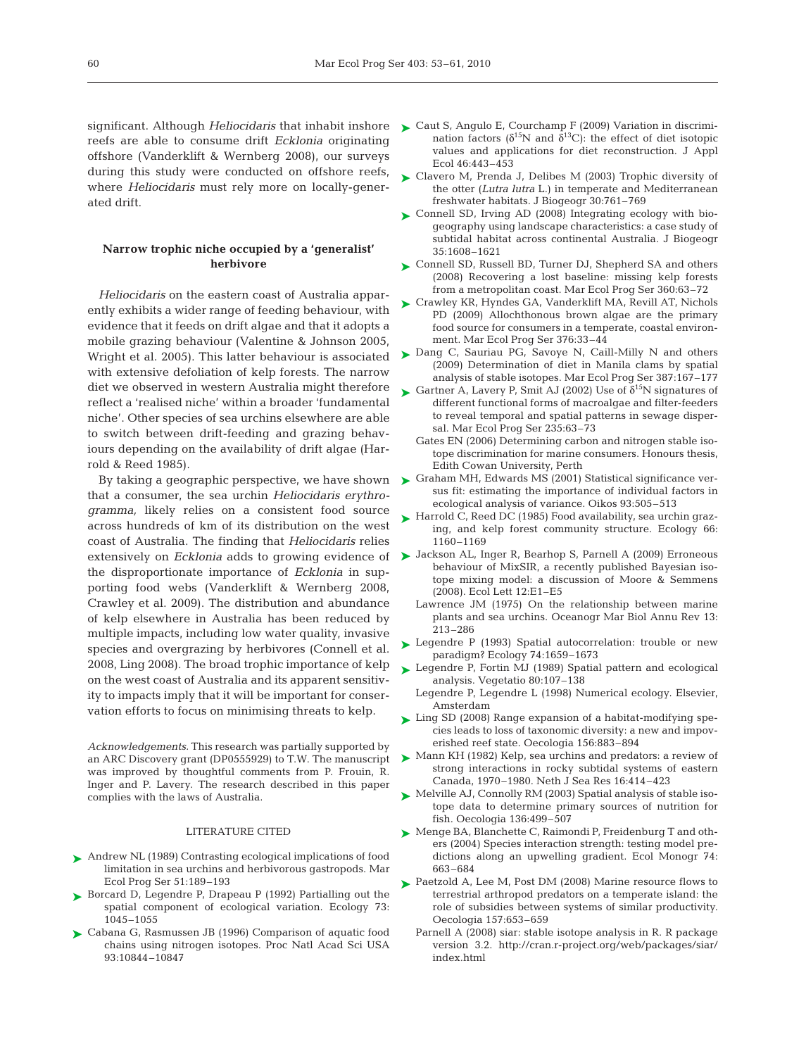significant. Although *Heliocidaris* that inhabit inshore reefs are able to consume drift *Ecklonia* originating offshore (Vanderklift & Wernberg 2008), our surveys during this study were conducted on offshore reefs, where *Heliocidaris* must rely more on locally-generated drift.

## Narrow trophic niche occupied by a 'generalist' herbivore

*Heliocidaris* on the eastern coast of Australia apparently exhibits a wider range of feeding behaviour, with evidence that it feeds on drift algae and that it adopts a mobile grazing behaviour (Valentine & Johnson 2005, Wright et al. 2005). This latter behaviour is associated with extensive defoliation of kelp forests. The narrow diet we observed in western Australia might therefore reflect a 'realised niche' within a broader 'fundamental niche'. Other species of sea urchins elsewhere are able to switch between drift-feeding and grazing behaviours depending on the availability of drift algae (Harrold & Reed 1985).

By taking a geographic perspective, we have shown that a consumer, the sea urchin *Heliocidaris erythrogramma*, likely relies on a consistent food source across hundreds of km of its distribution on the west coast of Australia. The finding that *Heliocidaris* relies extensively on *Ecklonia* adds to growing evidence of the disproportionate importance of *Ecklonia* in supporting food webs (Vanderklift & Wernberg 2008, Crawley et al. 2009). The distribution and abundance of kelp elsewhere in Australia has been reduced by multiple impacts, including low water quality, invasive species and overgrazing by herbivores (Connell et al. 2008, Ling 2008). The broad trophic importance of kelp on the west coast of Australia and its apparent sensitivity to impacts imply that it will be important for conservation efforts to focus on minimising threats to kelp.

*Acknowledgements.* This research was partially supported by an ARC Discovery grant (DP0555929) to T.W. The manuscript was improved by thoughtful comments from P. Frouin, R. Inger and P. Lavery. The research described in this paper complies with the laws of Australia.

## LITERATURE CITED

- Andrew NL (1989) Contrasting ecological implications of food limitation in sea urchins and herbivorous gastropods. Mar Ecol Prog Ser 51:189–193
- Borcard D, Legendre P, Drapeau P (1992) Partialling out the spatial component of ecological variation. Ecology 73: 1045–1055
- Cabana G, Rasmussen JB (1996) Comparison of aquatic food chains using nitrogen isotopes. Proc Natl Acad Sci USA 93:10844–10847
- Caut S, Angulo E, Courchamp F (2009) Variation in discrimination factors ($\delta^{15}$N and $\delta^{13}$C): the effect of diet isotopic values and applications for diet reconstruction. J Appl Ecol 46:443–453
- Clavero M, Prenda J, Delibes M (2003) Trophic diversity of the otter (*Lutra lutra* L.) in temperate and Mediterranean freshwater habitats. J Biogeogr 30:761–769
- Connell SD, Irving AD (2008) Integrating ecology with biogeography using landscape characteristics: a case study of subtidal habitat across continental Australia. J Biogeogr 35:1608–1621
- Connell SD, Russell BD, Turner DJ, Shepherd SA and others (2008) Recovering a lost baseline: missing kelp forests from a metropolitan coast. Mar Ecol Prog Ser 360:63–72
- Crawley KR, Hyndes GA, Vanderklift MA, Revill AT, Nichols PD (2009) Allochthonous brown algae are the primary food source for consumers in a temperate, coastal environment. Mar Ecol Prog Ser 376:33–44
- Dang C, Sauriau PG, Savoye N, Caill-Milly N and others (2009) Determination of diet in Manila clams by spatial analysis of stable isotopes. Mar Ecol Prog Ser 387:167–177
- Gartner A, Lavery P, Smit AJ (2002) Use of $\delta^{15}$N signatures of different functional forms of macroalgae and filter-feeders to reveal temporal and spatial patterns in sewage dispersal. Mar Ecol Prog Ser 235:63–73
- Gates EN (2006) Determining carbon and nitrogen stable isotope discrimination for marine consumers. Honours thesis, Edith Cowan University, Perth
- Graham MH, Edwards MS (2001) Statistical significance versus fit: estimating the importance of individual factors in ecological analysis of variance. Oikos 93:505–513
- Harrold C, Reed DC (1985) Food availability, sea urchin grazing, and kelp forest community structure. Ecology 66: 1160–1169
- Jackson AL, Inger R, Bearhop S, Parnell A (2009) Erroneous behaviour of MixSIR, a recently published Bayesian isotope mixing model: a discussion of Moore & Semmens (2008). Ecol Lett 12:E1–E5
- Lawrence JM (1975) On the relationship between marine plants and sea urchins. Oceanogr Mar Biol Annu Rev 13: 213–286
- Legendre P (1993) Spatial autocorrelation: trouble or new paradigm? Ecology 74:1659–1673
- Legendre P, Fortin MJ (1989) Spatial pattern and ecological analysis. Vegetatio 80:107–138
- Legendre P, Legendre L (1998) Numerical ecology. Elsevier, Amsterdam
- Ling SD (2008) Range expansion of a habitat-modifying species leads to loss of taxonomic diversity: a new and impoverished reef state. Oecologia 156:883–894
- Mann KH (1982) Kelp, sea urchins and predators: a review of strong interactions in rocky subtidal systems of eastern Canada, 1970–1980. Neth J Sea Res 16:414–423
- Melville AJ, Connolly RM (2003) Spatial analysis of stable isotope data to determine primary sources of nutrition for fish. Oecologia 136:499–507
- Menge BA, Blanchette C, Raimondi P, Freidenburg T and others (2004) Species interaction strength: testing model predictions along an upwelling gradient. Ecol Monogr 74: 663–684
- Paetzold A, Lee M, Post DM (2008) Marine resource flows to terrestrial arthropod predators on a temperate island: the role of subsidies between systems of similar productivity. Oecologia 157:653–659
- Parnell A (2008) siar: stable isotope analysis in R. R package version 3.2. http://cran.r-project.org/web/packages/siar/index.html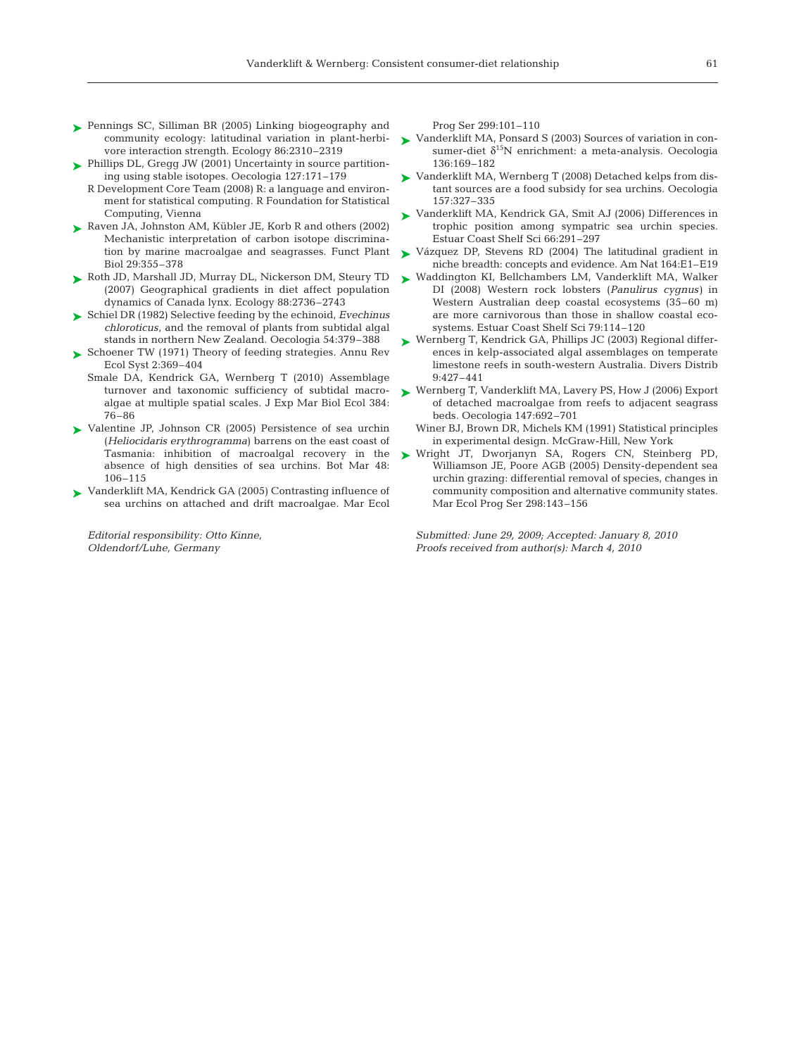Pennings SC, Silliman BR (2005) Linking biogeography and community ecology: latitudinal variation in plant-herbivore interaction strength. Ecology 86:2310–2319

Phillips DL, Gregg JW (2001) Uncertainty in source partitioning using stable isotopes. Oecologia 127:171–179

R Development Core Team (2008) R: a language and environment for statistical computing. R Foundation for Statistical Computing, Vienna

Raven JA, Johnston AM, Kübler JE, Korb R and others (2002) Mechanistic interpretation of carbon isotope discrimination by marine macroalgae and seagrasses. Funct Plant Biol 29:355–378

Roth JD, Marshall JD, Murray DL, Nickerson DM, Steury TD (2007) Geographical gradients in diet affect population dynamics of Canada lynx. Ecology 88:2736–2743

Schiel DR (1982) Selective feeding by the echinoid, *Evechinus chloroticus*, and the removal of plants from subtidal algal stands in northern New Zealand. Oecologia 54:379–388

Schoener TW (1971) Theory of feeding strategies. Annu Rev Ecol Syst 2:369–404

Smale DA, Kendrick GA, Wernberg T (2010) Assemblage turnover and taxonomic sufficiency of subtidal macroalgae at multiple spatial scales. J Exp Mar Biol Ecol 384: 76–86

Valentine JP, Johnson CR (2005) Persistence of sea urchin (*Heliocidaris erythrogramma*) barrens on the east coast of Tasmania: inhibition of macroalgal recovery in the absence of high densities of sea urchins. Bot Mar 48: 106–115

Vanderklift MA, Kendrick GA (2005) Contrasting influence of sea urchins on attached and drift macroalgae. Mar Ecol Prog Ser 299:101–110

Vanderklift MA, Ponsard S (2003) Sources of variation in consumer-diet $\delta^{15}N$ enrichment: a meta-analysis. Oecologia 136:169–182

Vanderklift MA, Wernberg T (2008) Detached kelps from distant sources are a food subsidy for sea urchins. Oecologia 157:327–335

Vanderklift MA, Kendrick GA, Smit AJ (2006) Differences in trophic position among sympatric sea urchin species. Estuar Coast Shelf Sci 66:291–297

Vázquez DP, Stevens RD (2004) The latitudinal gradient in niche breadth: concepts and evidence. Am Nat 164:E1–E19

Waddington KI, Bellchambers LM, Vanderklift MA, Walker DI (2008) Western rock lobsters (*Panulirus cygnus*) in Western Australian deep coastal ecosystems (35–60 m) are more carnivorous than those in shallow coastal ecosystems. Estuar Coast Shelf Sci 79:114–120

Wernberg T, Kendrick GA, Phillips JC (2003) Regional differences in kelp-associated algal assemblages on temperate limestone reefs in south-western Australia. Divers Distrib 9:427–441

Wernberg T, Vanderklift MA, Lavery PS, How J (2006) Export of detached macroalgae from reefs to adjacent seagrass beds. Oecologia 147:692–701

Winer BJ, Brown DR, Michels KM (1991) Statistical principles in experimental design. McGraw-Hill, New York

Wright JT, Dworjanyn SA, Rogers CN, Steinberg PD, Williamson JE, Poore AGB (2005) Density-dependent sea urchin grazing: differential removal of species, changes in community composition and alternative community states. Mar Ecol Prog Ser 298:143–156

*Editorial responsibility: Otto Kinne, Oldendorf/Luhe, Germany*

*Submitted: June 29, 2009; Accepted: January 8, 2010*
*Proofs received from author(s): March 4, 2010*